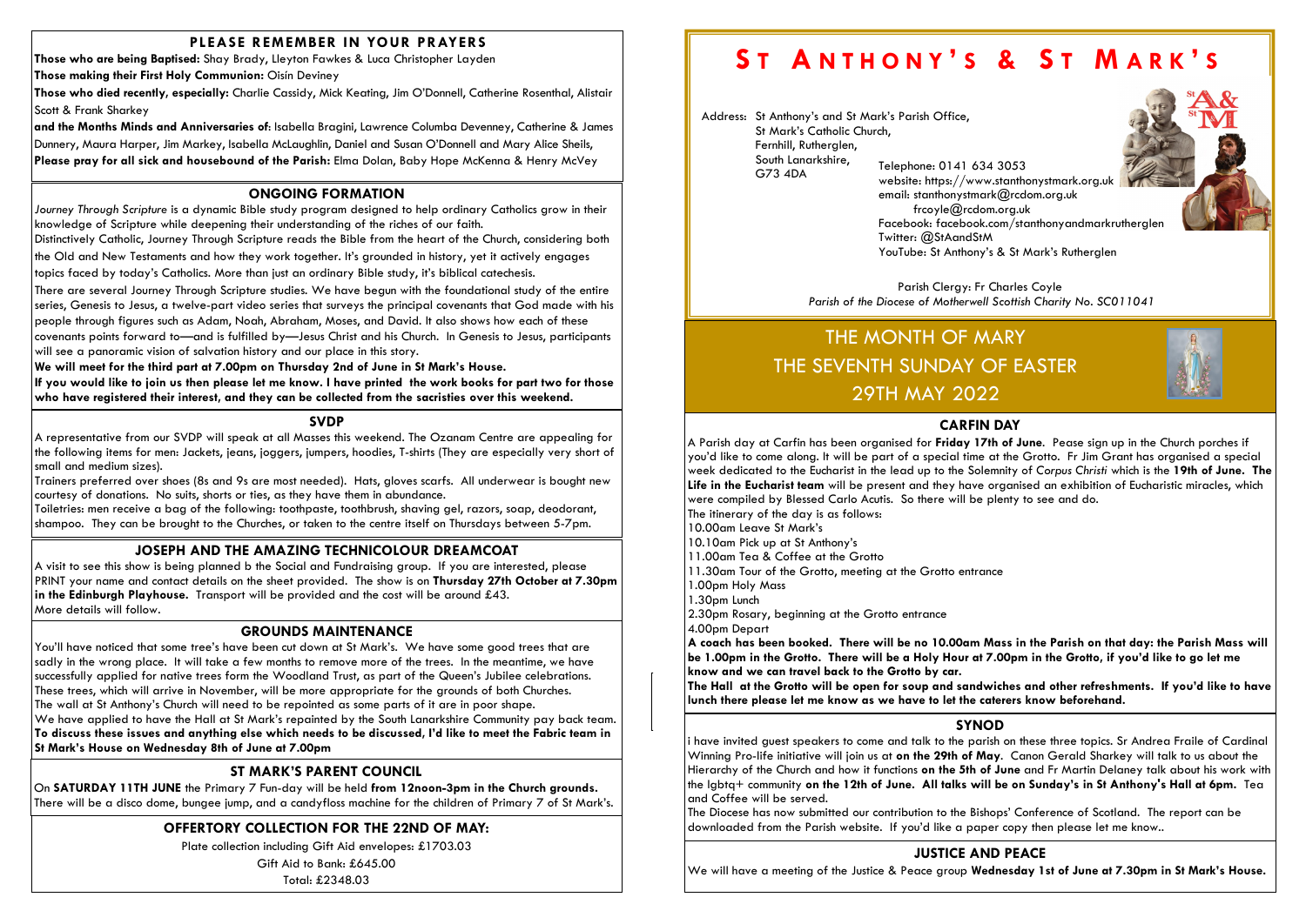# St Anthony's & St Mark's

Address: St Anthony's and St Mark's Parish Office,
St Mark's Catholic Church,
Fernhill, Rutherglen,
South Lanarkshire,
G73 4DA

Telephone: 0141 634 3053
website: https://www.stanthonystmark.org.uk
email: stanthonystmark@rcdom.org.uk
frcoyle@rcdom.org.uk
Facebook: facebook.com/stanthonyandmarkrutherglen
Twitter: @StAandStM
YouTube: St Anthony's & St Mark's Rutherglen

Parish Clergy: Fr Charles Coyle
*Parish of the Diocese of Motherwell Scottish Charity No. SC011041*

## THE MONTH OF MARY
## THE SEVENTH SUNDAY OF EASTER
## 29TH MAY 2022

### PLEASE REMEMBER IN YOUR PRAYERS

**Those who are being Baptised:** Shay Brady, Lleyton Fawkes & Luca Christopher Layden
**Those making their First Holy Communion:** Oisín Deviney
**Those who died recently, especially:** Charlie Cassidy, Mick Keating, Jim O'Donnell, Catherine Rosenthal, Alistair Scott & Frank Sharkey
**and the Months Minds and Anniversaries of**: Isabella Bragini, Lawrence Columba Devenney, Catherine & James Dunnery, Maura Harper, Jim Markey, Isabella McLaughlin, Daniel and Susan O'Donnell and Mary Alice Sheils,
**Please pray for all sick and housebound of the Parish:** Elma Dolan, Baby Hope McKenna & Henry McVey

### ONGOING FORMATION

*Journey Through Scripture* is a dynamic Bible study program designed to help ordinary Catholics grow in their knowledge of Scripture while deepening their understanding of the riches of our faith.
Distinctively Catholic, Journey Through Scripture reads the Bible from the heart of the Church, considering both the Old and New Testaments and how they work together. It's grounded in history, yet it actively engages topics faced by today's Catholics. More than just an ordinary Bible study, it's biblical catechesis.
There are several Journey Through Scripture studies. We have begun with the foundational study of the entire series, Genesis to Jesus, a twelve-part video series that surveys the principal covenants that God made with his people through figures such as Adam, Noah, Abraham, Moses, and David. It also shows how each of these covenants points forward to—and is fulfilled by—Jesus Christ and his Church. In Genesis to Jesus, participants will see a panoramic vision of salvation history and our place in this story.
**We will meet for the third part at 7.00pm on Thursday 2nd of June in St Mark's House.**
**If you would like to join us then please let me know. I have printed the work books for part two for those who have registered their interest, and they can be collected from the sacristies over this weekend.**

### SVDP

A representative from our SVDP will speak at all Masses this weekend. The Ozanam Centre are appealing for the following items for men: Jackets, jeans, joggers, jumpers, hoodies, T-shirts (They are especially very short of small and medium sizes).
Trainers preferred over shoes (8s and 9s are most needed). Hats, gloves scarfs. All underwear is bought new courtesy of donations. No suits, shorts or ties, as they have them in abundance.
Toiletries: men receive a bag of the following: toothpaste, toothbrush, shaving gel, razors, soap, deodorant, shampoo. They can be brought to the Churches, or taken to the centre itself on Thursdays between 5-7pm.

### JOSEPH AND THE AMAZING TECHNICOLOUR DREAMCOAT

A visit to see this show is being planned b the Social and Fundraising group. If you are interested, please PRINT your name and contact details on the sheet provided. The show is on **Thursday 27th October at 7.30pm in the Edinburgh Playhouse.** Transport will be provided and the cost will be around £43.
More details will follow.

### GROUNDS MAINTENANCE

You'll have noticed that some tree's have been cut down at St Mark's. We have some good trees that are sadly in the wrong place. It will take a few months to remove more of the trees. In the meantime, we have successfully applied for native trees form the Woodland Trust, as part of the Queen's Jubilee celebrations. These trees, which will arrive in November, will be more appropriate for the grounds of both Churches.
The wall at St Anthony's Church will need to be repointed as some parts of it are in poor shape.
We have applied to have the Hall at St Mark's repainted by the South Lanarkshire Community pay back team.
**To discuss these issues and anything else which needs to be discussed, I'd like to meet the Fabric team in St Mark's House on Wednesday 8th of June at 7.00pm**

### ST MARK'S PARENT COUNCIL

On **SATURDAY 11TH JUNE** the Primary 7 Fun-day will be held **from 12noon-3pm in the Church grounds.** There will be a disco dome, bungee jump, and a candyfloss machine for the children of Primary 7 of St Mark's.

### OFFERTORY COLLECTION FOR THE 22ND OF MAY:

Plate collection including Gift Aid envelopes: £1703.03
Gift Aid to Bank: £645.00
Total: £2348.03

### CARFIN DAY

A Parish day at Carfin has been organised for **Friday 17th of June**. Pease sign up in the Church porches if you'd like to come along. It will be part of a special time at the Grotto. Fr Jim Grant has organised a special week dedicated to the Eucharist in the lead up to the Solemnity of *Corpus Christi* which is the **19th of June. The Life in the Eucharist team** will be present and they have organised an exhibition of Eucharistic miracles, which were compiled by Blessed Carlo Acutis. So there will be plenty to see and do.
The itinerary of the day is as follows:
10.00am Leave St Mark's
10.10am Pick up at St Anthony's
11.00am Tea & Coffee at the Grotto
11.30am Tour of the Grotto, meeting at the Grotto entrance
1.00pm Holy Mass
1.30pm Lunch
2.30pm Rosary, beginning at the Grotto entrance
4.00pm Depart
**A coach has been booked. There will be no 10.00am Mass in the Parish on that day: the Parish Mass will be 1.00pm in the Grotto. There will be a Holy Hour at 7.00pm in the Grotto, if you'd like to go let me know and we can travel back to the Grotto by car.**
**The Hall at the Grotto will be open for soup and sandwiches and other refreshments. If you'd like to have lunch there please let me know as we have to let the caterers know beforehand.**

### SYNOD

i have invited guest speakers to come and talk to the parish on these three topics. Sr Andrea Fraile of Cardinal Winning Pro-life initiative will join us at **on the 29th of May**. Canon Gerald Sharkey will talk to us about the Hierarchy of the Church and how it functions **on the 5th of June** and Fr Martin Delaney talk about his work with the lgbtq+ community **on the 12th of June. All talks will be on Sunday's in St Anthony's Hall at 6pm.** Tea and Coffee will be served.
The Diocese has now submitted our contribution to the Bishops' Conference of Scotland. The report can be downloaded from the Parish website. If you'd like a paper copy then please let me know..

### JUSTICE AND PEACE

We will have a meeting of the Justice & Peace group **Wednesday 1st of June at 7.30pm in St Mark's House.**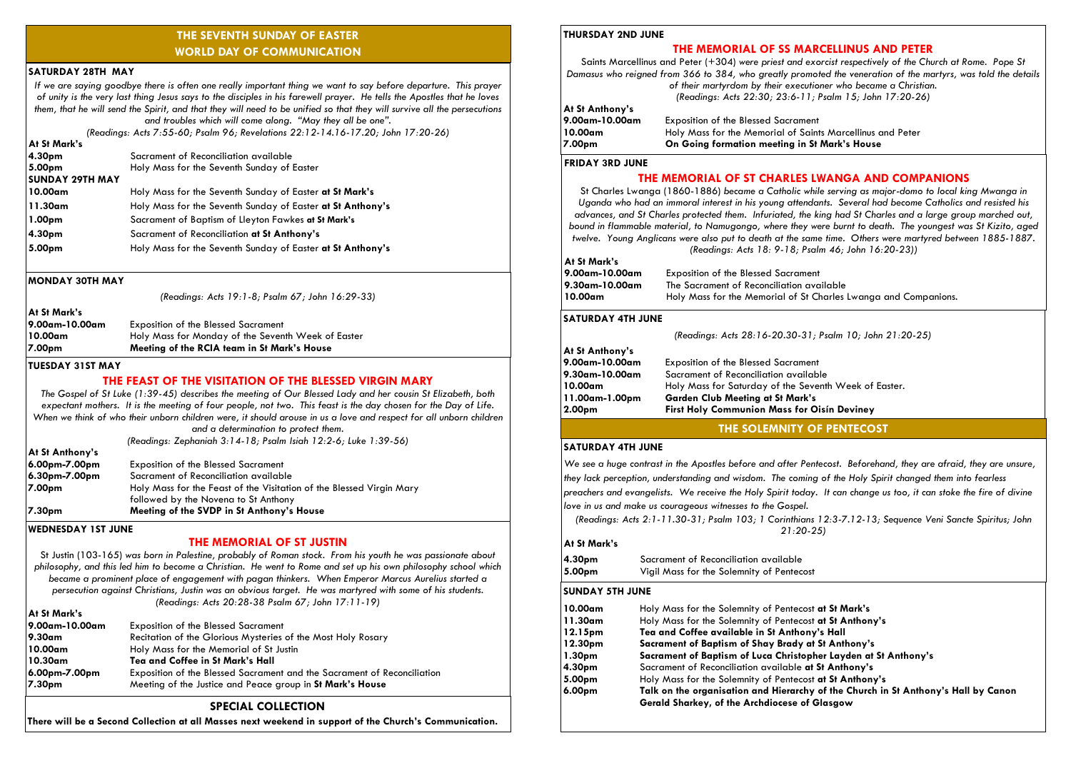## THE SEVENTH SUNDAY OF EASTER
## WORLD DAY OF COMMUNICATION

**SATURDAY 28TH MAY**

*If we are saying goodbye there is often one really important thing we want to say before departure. This prayer of unity is the very last thing Jesus says to the disciples in his farewell prayer. He tells the Apostles that he loves them, that he will send the Spirit, and that they will need to be unified so that they will survive all the persecutions and troubles which will come along. "May they all be one".*

*(Readings: Acts 7:55-60; Psalm 96; Revelations 22:12-14.16-17.20; John 17:20-26)*

**At St Mark's**

| | |
|---|---|
| **4.30pm** | Sacrament of Reconciliation available |
| **5.00pm** | Holy Mass for the Seventh Sunday of Easter |

**SUNDAY 29TH MAY**

| | |
|---|---|
| **10.00am** | Holy Mass for the Seventh Sunday of Easter **at St Mark's** |
| **11.30am** | Holy Mass for the Seventh Sunday of Easter **at St Anthony's** |
| **1.00pm** | Sacrament of Baptism of Lleyton Fawkes **at St Mark's** |
| **4.30pm** | Sacrament of Reconciliation **at St Anthony's** |
| **5.00pm** | Holy Mass for the Seventh Sunday of Easter **at St Anthony's** |

**MONDAY 30TH MAY**

*(Readings: Acts 19:1-8; Psalm 67; John 16:29-33)*

**At St Mark's**

| | |
|---|---|
| **9.00am-10.00am** | Exposition of the Blessed Sacrament |
| **10.00am** | Holy Mass for Monday of the Seventh Week of Easter |
| **7.00pm** | **Meeting of the RCIA team in St Mark's House** |

**TUESDAY 31ST MAY**

### THE FEAST OF THE VISITATION OF THE BLESSED VIRGIN MARY

*The Gospel of St Luke (1:39-45) describes the meeting of Our Blessed Lady and her cousin St Elizabeth, both expectant mothers. It is the meeting of four people, not two. This feast is the day chosen for the Day of Life. When we think of who their unborn children were, it should arouse in us a love and respect for all unborn children and a determination to protect them.*

*(Readings: Zephaniah 3:14-18; Psalm Isiah 12:2-6; Luke 1:39-56)*

**At St Anthony's**

| | |
|---|---|
| **6.00pm-7.00pm** | Exposition of the Blessed Sacrament |
| **6.30pm-7.00pm** | Sacrament of Reconciliation available |
| **7.00pm** | Holy Mass for the Feast of the Visitation of the Blessed Virgin Mary followed by the Novena to St Anthony |
| **7.30pm** | **Meeting of the SVDP in St Anthony's House** |

**WEDNESDAY 1ST JUNE**

### THE MEMORIAL OF ST JUSTIN

*St Justin (103-165) was born in Palestine, probably of Roman stock. From his youth he was passionate about philosophy, and this led him to become a Christian. He went to Rome and set up his own philosophy school which became a prominent place of engagement with pagan thinkers. When Emperor Marcus Aurelius started a persecution against Christians, Justin was an obvious target. He was martyred with some of his students.*

*(Readings: Acts 20:28-38 Psalm 67; John 17:11-19)*

**At St Mark's**

| | |
|---|---|
| **9.00am-10.00am** | Exposition of the Blessed Sacrament |
| **9.30am** | Recitation of the Glorious Mysteries of the Most Holy Rosary |
| **10.00am** | Holy Mass for the Memorial of St Justin |
| **10.30am** | **Tea and Coffee in St Mark's Hall** |
| **6.00pm-7.00pm** | Exposition of the Blessed Sacrament and the Sacrament of Reconciliation |
| **7.30pm** | Meeting of the Justice and Peace group in **St Mark's House** |

### SPECIAL COLLECTION

**There will be a Second Collection at all Masses next weekend in support of the Church's Communication.**

**THURSDAY 2ND JUNE**

### THE MEMORIAL OF SS MARCELLINUS AND PETER

Saints Marcellinus and Peter (+304) *were priest and exorcist respectively of the Church at Rome. Pope St Damasus who reigned from 366 to 384, who greatly promoted the veneration of the martyrs, was told the details of their martyrdom by their executioner who became a Christian.*

*(Readings: Acts 22:30; 23:6-11; Psalm 15; John 17:20-26)*

**At St Anthony's**

| | |
|---|---|
| **9.00am-10.00am** | Exposition of the Blessed Sacrament |
| **10.00am** | Holy Mass for the Memorial of Saints Marcellinus and Peter |
| **7.00pm** | **On Going formation meeting in St Mark's House** |

**FRIDAY 3RD JUNE**

### THE MEMORIAL OF ST CHARLES LWANGA AND COMPANIONS

St Charles Lwanga (1860-1886) *became a Catholic while serving as major-domo to local king Mwanga in Uganda who had an immoral interest in his young attendants. Several had become Catholics and resisted his advances, and St Charles protected them. Infuriated, the king had St Charles and a large group marched out, bound in flammable material, to Namugongo, where they were burnt to death. The youngest was St Kizito, aged twelve. Young Anglicans were also put to death at the same time. Others were martyred between 1885-1887.*

*(Readings: Acts 18: 9-18; Psalm 46; John 16:20-23))*

**At St Mark's**

| | |
|---|---|
| **9.00am-10.00am** | Exposition of the Blessed Sacrament |
| **9.30am-10.00am** | The Sacrament of Reconciliation available |
| **10.00am** | Holy Mass for the Memorial of St Charles Lwanga and Companions. |

**SATURDAY 4TH JUNE**

*(Readings: Acts 28:16-20.30-31; Psalm 10; John 21:20-25)*

**At St Anthony's**

| | |
|---|---|
| **9.00am-10.00am** | Exposition of the Blessed Sacrament |
| **9.30am-10.00am** | Sacrament of Reconciliation available |
| **10.00am** | Holy Mass for Saturday of the Seventh Week of Easter. |
| **11.00am-1.00pm** | **Garden Club Meeting at St Mark's** |
| **2.00pm** | **First Holy Communion Mass for Oisín Deviney** |

## THE SOLEMNITY OF PENTECOST

**SATURDAY 4TH JUNE**

*We see a huge contrast in the Apostles before and after Pentecost. Beforehand, they are afraid, they are unsure, they lack perception, understanding and wisdom. The coming of the Holy Spirit changed them into fearless preachers and evangelists. We receive the Holy Spirit today. It can change us too, it can stoke the fire of divine love in us and make us courageous witnesses to the Gospel.*

*(Readings: Acts 2:1-11.30-31; Psalm 103; 1 Corinthians 12:3-7.12-13; Sequence Veni Sancte Spiritus; John 21:20-25)*

**At St Mark's**

| | |
|---|---|
| **4.30pm** | Sacrament of Reconciliation available |
| **5.00pm** | Vigil Mass for the Solemnity of Pentecost |

**SUNDAY 5TH JUNE**

| | |
|---|---|
| **10.00am** | Holy Mass for the Solemnity of Pentecost **at St Mark's** |
| **11.30am** | Holy Mass for the Solemnity of Pentecost **at St Anthony's** |
| **12.15pm** | **Tea and Coffee available in St Anthony's Hall** |
| **12.30pm** | **Sacrament of Baptism of Shay Brady at St Anthony's** |
| **1.30pm** | **Sacrament of Baptism of Luca Christopher Layden at St Anthony's** |
| **4.30pm** | Sacrament of Reconciliation available **at St Anthony's** |
| **5.00pm** | Holy Mass for the Solemnity of Pentecost **at St Anthony's** |
| **6.00pm** | **Talk on the organisation and Hierarchy of the Church in St Anthony's Hall by Canon Gerald Sharkey, of the Archdiocese of Glasgow** |